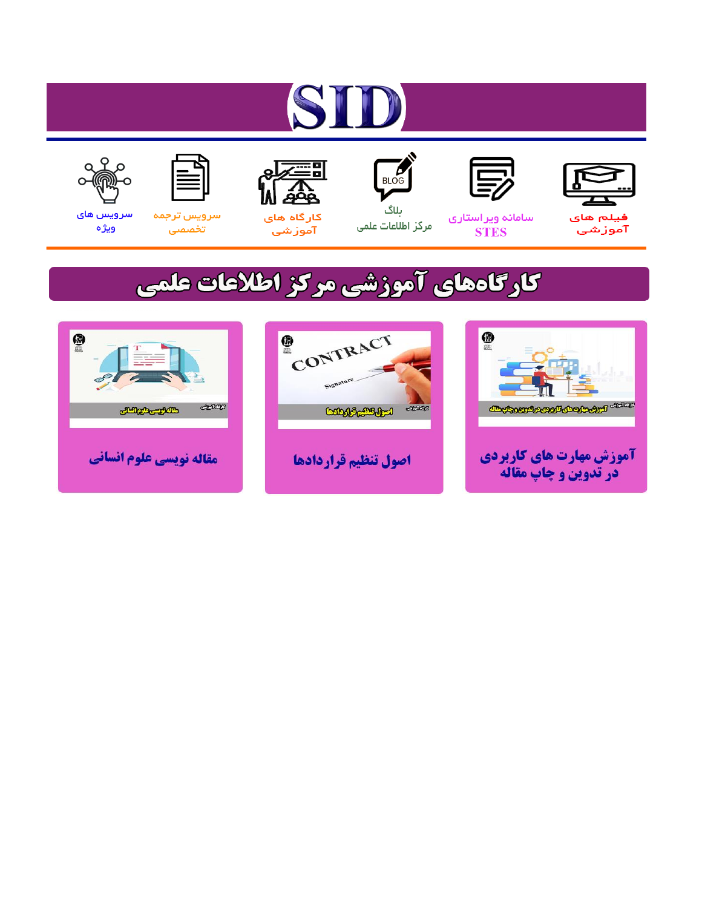# SID

فیلم های آموزشی

سامانه ویراستاری STES

بلاگ مرکز اطلاعات علمی

کارگاه های آموزشی

سرویس ترجمه تخصصی

سرویس های ویژه

## کارگاه‌های آموزشی مرکز اطلاعات علمی

آموزش مهارت های کاربردی در تدوین و چاپ مقاله

اصول تنظیم قراردادها

مقاله نویسی علوم انسانی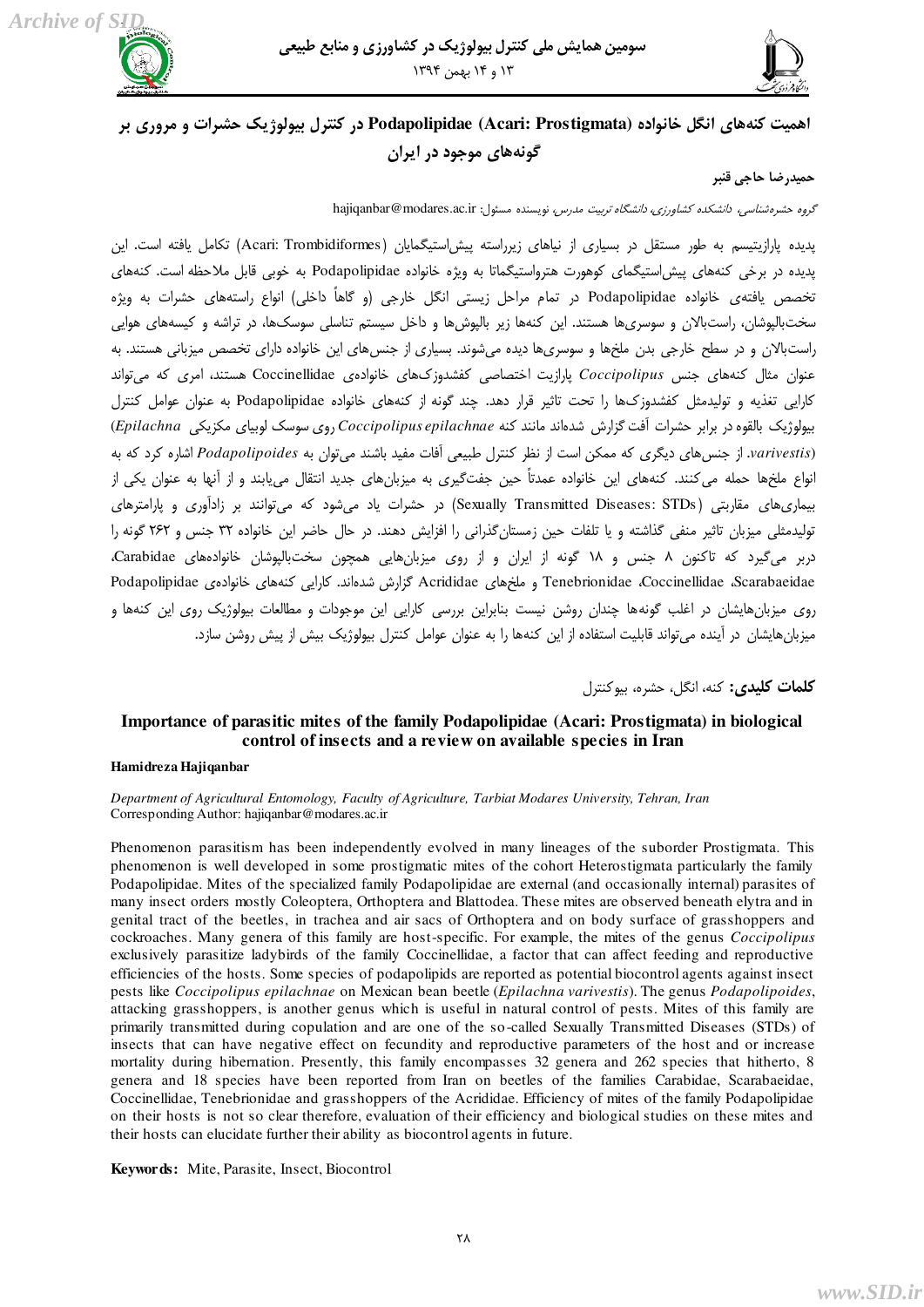# اهمیت کنه‌های انگل خانواده Podapolipidae (Acari: Prostigmata) در کنترل بیولوژیک حشرات و مروری بر گونه‌های موجود در ایران

**حمیدرضا حاجی قنبر**

*گروه حشره‌شناسی، دانشکده کشاورزی، دانشگاه تربیت مدرس، نویسنده مسئول:* hajiqanbar@modares.ac.ir

پدیده پارازیتیسم به طور مستقل در بسیاری از نیاهای زیرراسته پیش‌استیگمایان (Acari: Trombidiformes) تکامل یافته است. این پدیده در برخی کنه‌های پیش‌استیگمای کوهورت هترواستیگماتا به ویژه خانواده Podapolipidae به خوبی قابل ملاحظه است. کنه‌های تخصص یافته‌ی خانواده Podapolipidae در تمام مراحل زیستی انگل خارجی (و گاهاً داخلی) انواع راسته‌های حشرات به ویژه سخت‌بالپوشان، راست‌بالان و سوسری‌ها هستند. این کنه‌ها زیر بالپوش‌ها و داخل سیستم تناسلی سوسک‌ها، در تراشه و کیسه‌های هوایی راست‌بالان و در سطح خارجی بدن ملخ‌ها و سوسری‌ها دیده می‌شوند. بسیاری از جنس‌های این خانواده دارای تخصص میزبانی هستند. به عنوان مثال کنه‌های جنس *Coccipolipus* پارازیت اختصاصی کفشدوزک‌های خانواده‌ی Coccinellidae هستند، امری که می‌تواند کارایی تغذیه و تولیدمثل کفشدوزک‌ها را تحت تاثیر قرار دهد. چند گونه از کنه‌های خانواده Podapolipidae به عنوان عوامل کنترل بیولوژیک بالقوه در برابر حشرات آفت گزارش شده‌اند مانند کنه *Coccipolipus epilachnae* روی سوسک لوبیای مکزیکی (*Epilachna varivestis*). از جنس‌های دیگری که ممکن است از نظر کنترل طبیعی آفات مفید باشند می‌توان به *Podapolipoides* اشاره کرد که به انواع ملخ‌ها حمله می‌کنند. کنه‌های این خانواده عمدتاً حین جفت‌گیری به میزبان‌های جدید انتقال می‌یابند و از آنها به عنوان یکی از بیماری‌های مقاربتی (Sexually Transmitted Diseases: STDs) در حشرات یاد می‌شود که می‌توانند بر زادآوری و پارامترهای تولیدمثلی میزبان تاثیر منفی گذاشته و یا تلفات حین زمستان‌گذرانی را افزایش دهند. در حال حاضر این خانواده ۳۲ جنس و ۲۶۲ گونه را دربر می‌گیرد که تاکنون ۸ جنس و ۱۸ گونه از ایران و از روی میزبان‌هایی همچون سخت‌بالپوشان خانواده‌های Carabidae، Scarabaeidae، Coccinellidae، Tenebrionidae و ملخ‌های Acrididae گزارش شده‌اند. کارایی کنه‌های خانواده‌ی Podapolipidae روی میزبان‌هایشان در اغلب گونه‌ها چندان روشن نیست بنابراین بررسی کارایی این موجودات و مطالعات بیولوژیک روی این کنه‌ها و میزبان‌هایشان در آینده می‌تواند قابلیت استفاده از این کنه‌ها را به عنوان عوامل کنترل بیولوژیک بیش از پیش روشن سازد.

**کلمات کلیدی:** کنه، انگل، حشره، بیوکنترل

## Importance of parasitic mites of the family Podapolipidae (Acari: Prostigmata) in biological control of insects and a review on available species in Iran

**Hamidreza Hajiqanbar**

*Department of Agricultural Entomology, Faculty of Agriculture, Tarbiat Modares University, Tehran, Iran*
Corresponding Author: hajiqanbar@modares.ac.ir

Phenomenon parasitism has been independently evolved in many lineages of the suborder Prostigmata. This phenomenon is well developed in some prostigmatic mites of the cohort Heterostigmata particularly the family Podapolipidae. Mites of the specialized family Podapolipidae are external (and occasionally internal) parasites of many insect orders mostly Coleoptera, Orthoptera and Blattodea. These mites are observed beneath elytra and in genital tract of the beetles, in trachea and air sacs of Orthoptera and on body surface of grasshoppers and cockroaches. Many genera of this family are host-specific. For example, the mites of the genus *Coccipolipus* exclusively parasitize ladybirds of the family Coccinellidae, a factor that can affect feeding and reproductive efficiencies of the hosts. Some species of podapolipids are reported as potential biocontrol agents against insect pests like *Coccipolipus epilachnae* on Mexican bean beetle (*Epilachna varivestis*). The genus *Podapolipoides*, attacking grasshoppers, is another genus which is useful in natural control of pests. Mites of this family are primarily transmitted during copulation and are one of the so-called Sexually Transmitted Diseases (STDs) of insects that can have negative effect on fecundity and reproductive parameters of the host and or increase mortality during hibernation. Presently, this family encompasses 32 genera and 262 species that hitherto, 8 genera and 18 species have been reported from Iran on beetles of the families Carabidae, Scarabaeidae, Coccinellidae, Tenebrionidae and grasshoppers of the Acrididae. Efficiency of mites of the family Podapolipidae on their hosts is not so clear therefore, evaluation of their efficiency and biological studies on these mites and their hosts can elucidate further their ability as biocontrol agents in future.

**Keywords:** Mite, Parasite, Insect, Biocontrol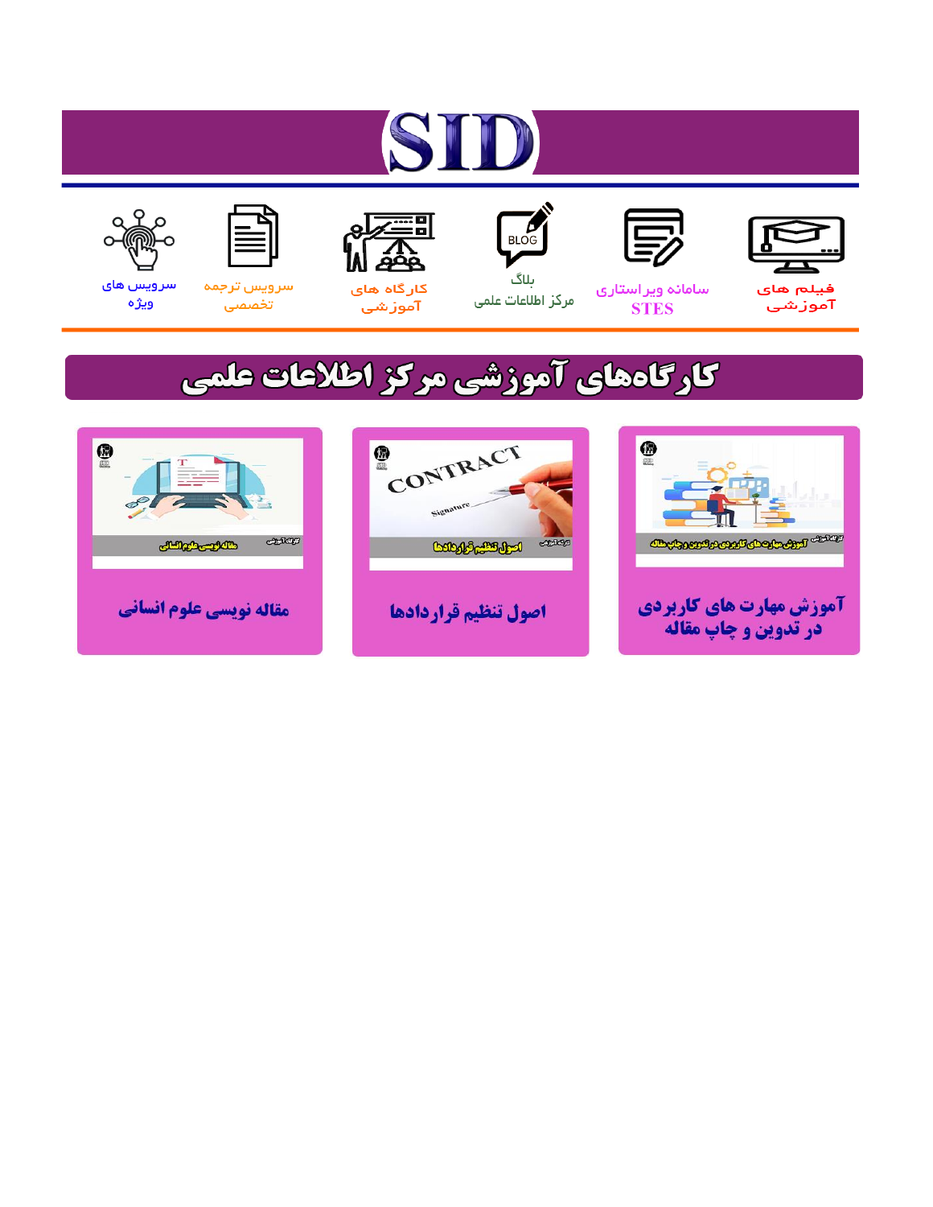# SID

فیلم های آموزشی

سامانه ویراستاری STES

بلاگ مرکز اطلاعات علمی

کارگاه های آموزشی

سرویس ترجمه تخصصی

سرویس های ویژه

## کارگاه‌های آموزشی مرکز اطلاعات علمی

آموزش مهارت های کاربردی در تدوین و چاپ مقاله

اصول تنظیم قراردادها

مقاله نویسی علوم انسانی